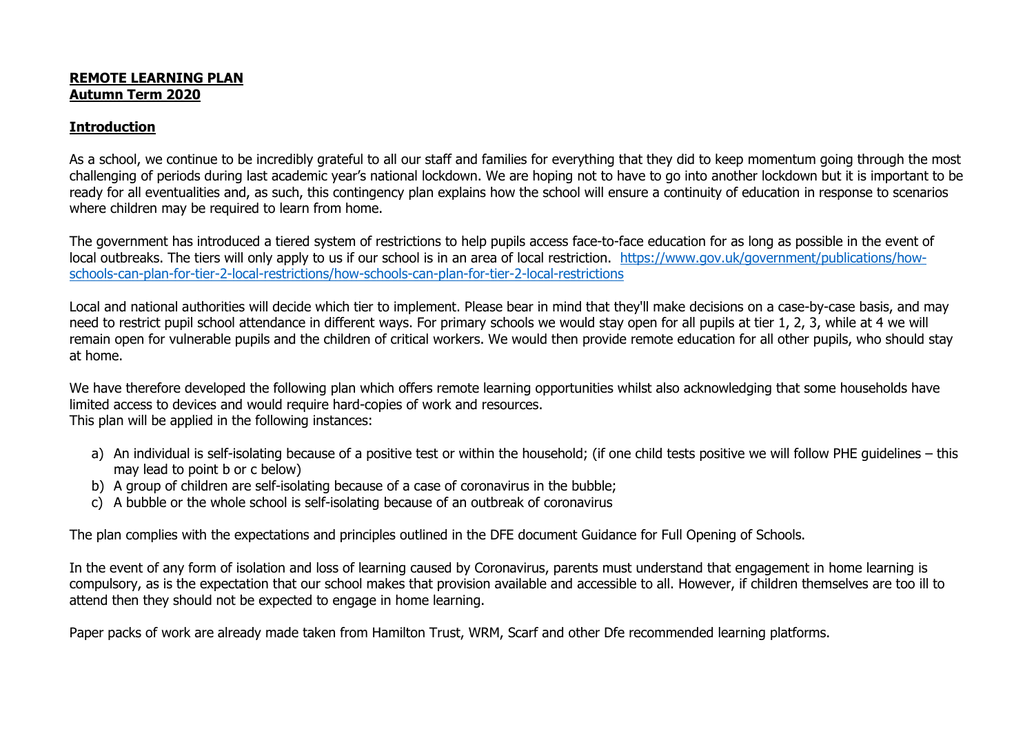**REMOTE LEARNING PLAN**
**Autumn Term 2020**

## Introduction

As a school, we continue to be incredibly grateful to all our staff and families for everything that they did to keep momentum going through the most challenging of periods during last academic year's national lockdown. We are hoping not to have to go into another lockdown but it is important to be ready for all eventualities and, as such, this contingency plan explains how the school will ensure a continuity of education in response to scenarios where children may be required to learn from home.

The government has introduced a tiered system of restrictions to help pupils access face-to-face education for as long as possible in the event of local outbreaks. The tiers will only apply to us if our school is in an area of local restriction. [https://www.gov.uk/government/publications/how-schools-can-plan-for-tier-2-local-restrictions/how-schools-can-plan-for-tier-2-local-restrictions](https://www.gov.uk/government/publications/how-schools-can-plan-for-tier-2-local-restrictions/how-schools-can-plan-for-tier-2-local-restrictions)

Local and national authorities will decide which tier to implement. Please bear in mind that they'll make decisions on a case-by-case basis, and may need to restrict pupil school attendance in different ways. For primary schools we would stay open for all pupils at tier 1, 2, 3, while at 4 we will remain open for vulnerable pupils and the children of critical workers. We would then provide remote education for all other pupils, who should stay at home.

We have therefore developed the following plan which offers remote learning opportunities whilst also acknowledging that some households have limited access to devices and would require hard-copies of work and resources.
This plan will be applied in the following instances:

a) An individual is self-isolating because of a positive test or within the household; (if one child tests positive we will follow PHE guidelines – this may lead to point b or c below)
b) A group of children are self-isolating because of a case of coronavirus in the bubble;
c) A bubble or the whole school is self-isolating because of an outbreak of coronavirus

The plan complies with the expectations and principles outlined in the DFE document Guidance for Full Opening of Schools.

In the event of any form of isolation and loss of learning caused by Coronavirus, parents must understand that engagement in home learning is compulsory, as is the expectation that our school makes that provision available and accessible to all. However, if children themselves are too ill to attend then they should not be expected to engage in home learning.

Paper packs of work are already made taken from Hamilton Trust, WRM, Scarf and other Dfe recommended learning platforms.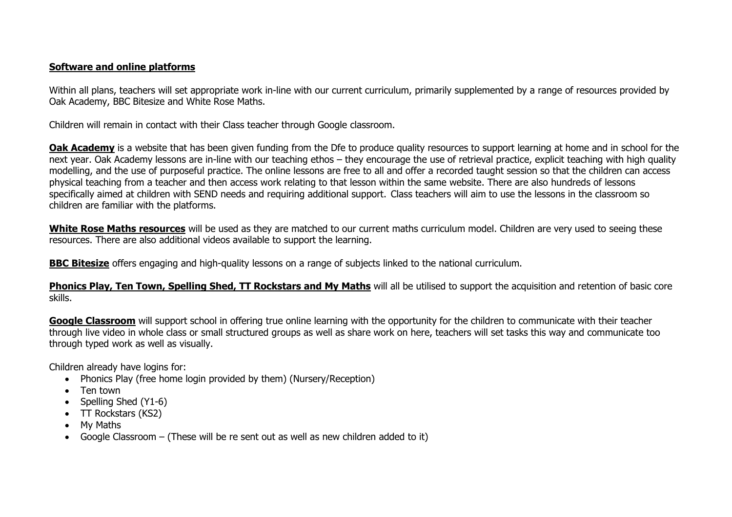**Software and online platforms**

Within all plans, teachers will set appropriate work in-line with our current curriculum, primarily supplemented by a range of resources provided by Oak Academy, BBC Bitesize and White Rose Maths.

Children will remain in contact with their Class teacher through Google classroom.

**Oak Academy** is a website that has been given funding from the Dfe to produce quality resources to support learning at home and in school for the next year. Oak Academy lessons are in-line with our teaching ethos – they encourage the use of retrieval practice, explicit teaching with high quality modelling, and the use of purposeful practice. The online lessons are free to all and offer a recorded taught session so that the children can access physical teaching from a teacher and then access work relating to that lesson within the same website. There are also hundreds of lessons specifically aimed at children with SEND needs and requiring additional support. Class teachers will aim to use the lessons in the classroom so children are familiar with the platforms.

**White Rose Maths resources** will be used as they are matched to our current maths curriculum model. Children are very used to seeing these resources. There are also additional videos available to support the learning.

**BBC Bitesize** offers engaging and high-quality lessons on a range of subjects linked to the national curriculum.

**Phonics Play, Ten Town, Spelling Shed, TT Rockstars and My Maths** will all be utilised to support the acquisition and retention of basic core skills.

**Google Classroom** will support school in offering true online learning with the opportunity for the children to communicate with their teacher through live video in whole class or small structured groups as well as share work on here, teachers will set tasks this way and communicate too through typed work as well as visually.

Children already have logins for:

- Phonics Play (free home login provided by them) (Nursery/Reception)
- Ten town
- Spelling Shed (Y1-6)
- TT Rockstars (KS2)
- My Maths
- Google Classroom – (These will be re sent out as well as new children added to it)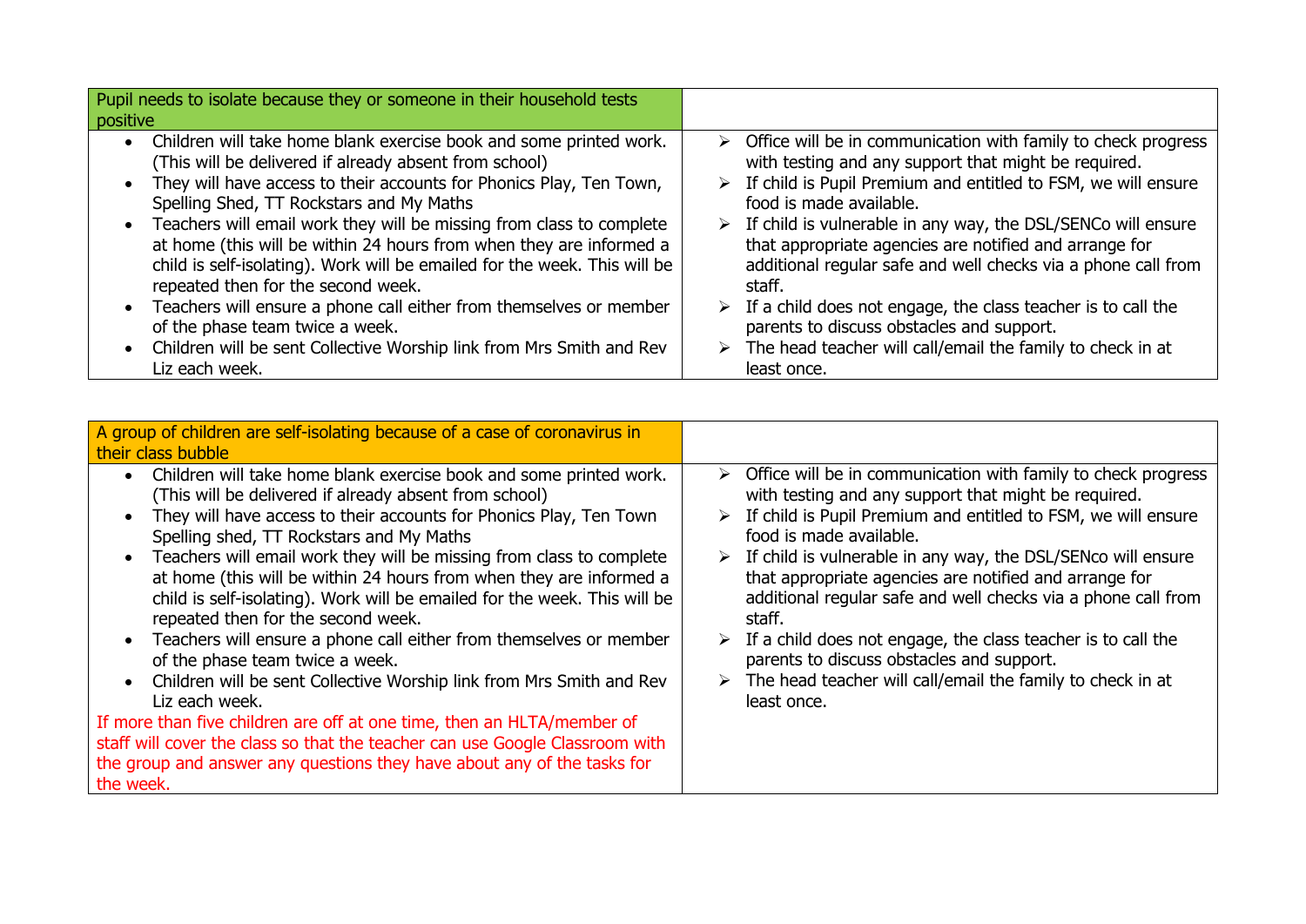| Pupil needs to isolate because they or someone in their household tests positive | |
|---|---|
| • Children will take home blank exercise book and some printed work. (This will be delivered if already absent from school)<br>• They will have access to their accounts for Phonics Play, Ten Town, Spelling Shed, TT Rockstars and My Maths<br>• Teachers will email work they will be missing from class to complete at home (this will be within 24 hours from when they are informed a child is self-isolating). Work will be emailed for the week. This will be repeated then for the second week.<br>• Teachers will ensure a phone call either from themselves or member of the phase team twice a week.<br>• Children will be sent Collective Worship link from Mrs Smith and Rev Liz each week. | ➢ Office will be in communication with family to check progress with testing and any support that might be required.<br>➢ If child is Pupil Premium and entitled to FSM, we will ensure food is made available.<br>➢ If child is vulnerable in any way, the DSL/SENCo will ensure that appropriate agencies are notified and arrange for additional regular safe and well checks via a phone call from staff.<br>➢ If a child does not engage, the class teacher is to call the parents to discuss obstacles and support.<br>➢ The head teacher will call/email the family to check in at least once. |

| A group of children are self-isolating because of a case of coronavirus in their class bubble | |
|---|---|
| • Children will take home blank exercise book and some printed work. (This will be delivered if already absent from school)<br>• They will have access to their accounts for Phonics Play, Ten Town Spelling shed, TT Rockstars and My Maths<br>• Teachers will email work they will be missing from class to complete at home (this will be within 24 hours from when they are informed a child is self-isolating). Work will be emailed for the week. This will be repeated then for the second week.<br>• Teachers will ensure a phone call either from themselves or member of the phase team twice a week.<br>• Children will be sent Collective Worship link from Mrs Smith and Rev Liz each week.<br>If more than five children are off at one time, then an HLTA/member of staff will cover the class so that the teacher can use Google Classroom with the group and answer any questions they have about any of the tasks for the week. | ➢ Office will be in communication with family to check progress with testing and any support that might be required.<br>➢ If child is Pupil Premium and entitled to FSM, we will ensure food is made available.<br>➢ If child is vulnerable in any way, the DSL/SENco will ensure that appropriate agencies are notified and arrange for additional regular safe and well checks via a phone call from staff.<br>➢ If a child does not engage, the class teacher is to call the parents to discuss obstacles and support.<br>➢ The head teacher will call/email the family to check in at least once. |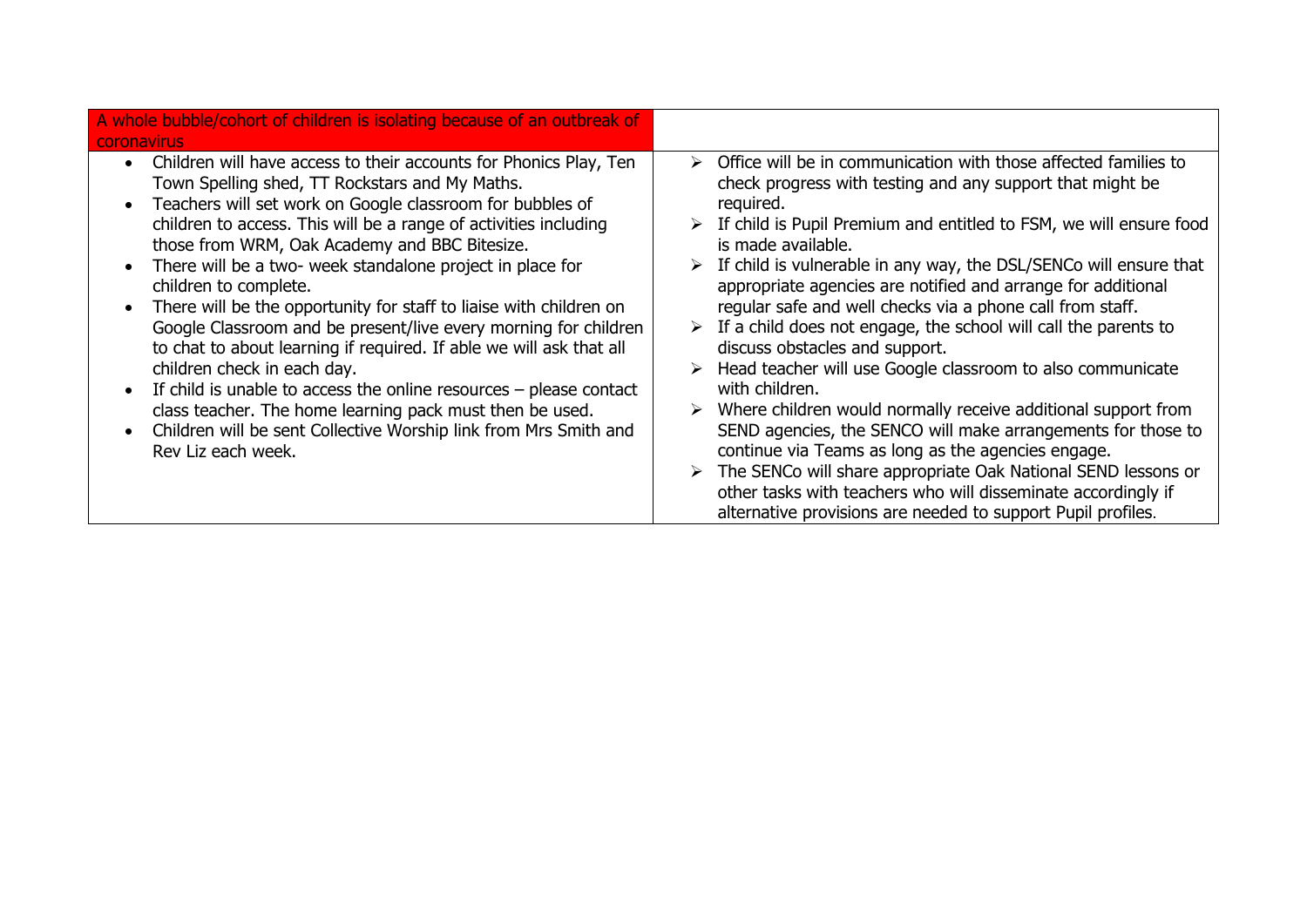| A whole bubble/cohort of children is isolating because of an outbreak of coronavirus | |
|---|---|
| • Children will have access to their accounts for Phonics Play, Ten Town Spelling shed, TT Rockstars and My Maths.<br>• Teachers will set work on Google classroom for bubbles of children to access. This will be a range of activities including those from WRM, Oak Academy and BBC Bitesize.<br>• There will be a two- week standalone project in place for children to complete.<br>• There will be the opportunity for staff to liaise with children on Google Classroom and be present/live every morning for children to chat to about learning if required. If able we will ask that all children check in each day.<br>• If child is unable to access the online resources – please contact class teacher. The home learning pack must then be used.<br>• Children will be sent Collective Worship link from Mrs Smith and Rev Liz each week. | ➢ Office will be in communication with those affected families to check progress with testing and any support that might be required.<br>➢ If child is Pupil Premium and entitled to FSM, we will ensure food is made available.<br>➢ If child is vulnerable in any way, the DSL/SENCo will ensure that appropriate agencies are notified and arrange for additional regular safe and well checks via a phone call from staff.<br>➢ If a child does not engage, the school will call the parents to discuss obstacles and support.<br>➢ Head teacher will use Google classroom to also communicate with children.<br>➢ Where children would normally receive additional support from SEND agencies, the SENCO will make arrangements for those to continue via Teams as long as the agencies engage.<br>➢ The SENCo will share appropriate Oak National SEND lessons or other tasks with teachers who will disseminate accordingly if alternative provisions are needed to support Pupil profiles. |